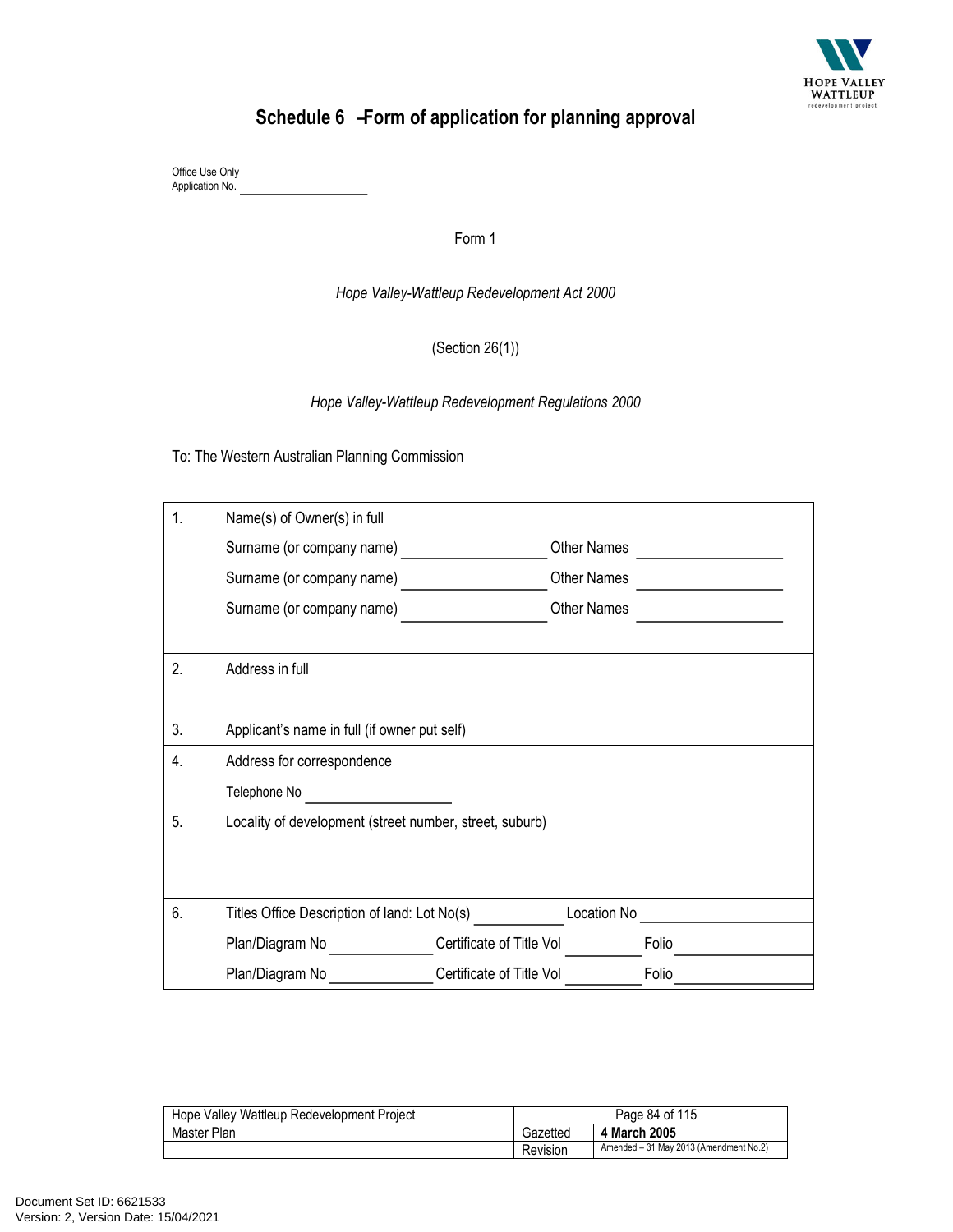# Schedule 6 – Form of application for planning approval

Office Use Only
Application No. ____________________

Form 1

*Hope Valley-Wattleup Redevelopment Act 2000*

(Section 26(1))

*Hope Valley-Wattleup Redevelopment Regulations 2000*

To: The Western Australian Planning Commission

| | |
|---|---|
| 1. | Name(s) of Owner(s) in full<br>Surname (or company name) ____________________ Other Names ____________________<br>Surname (or company name) ____________________ Other Names ____________________<br>Surname (or company name) ____________________ Other Names ____________________ |
| 2. | Address in full |
| 3. | Applicant's name in full (if owner put self) |
| 4. | Address for correspondence<br>Telephone No ____________________ |
| 5. | Locality of development (street number, street, suburb) |
| 6. | Titles Office Description of land: Lot No(s) ____________ Location No ____________________<br>Plan/Diagram No ______________ Certificate of Title Vol __________ Folio __________________<br>Plan/Diagram No ______________ Certificate of Title Vol __________ Folio __________________ |

| Hope Valley Wattleup Redevelopment Project | | |
|---|---|---|
| Master Plan | Gazetted | **4 March 2005** |
| | Revision | Amended – 31 May 2013 (Amendment No.2) |

Document Set ID: 6621533
Version: 2, Version Date: 15/04/2021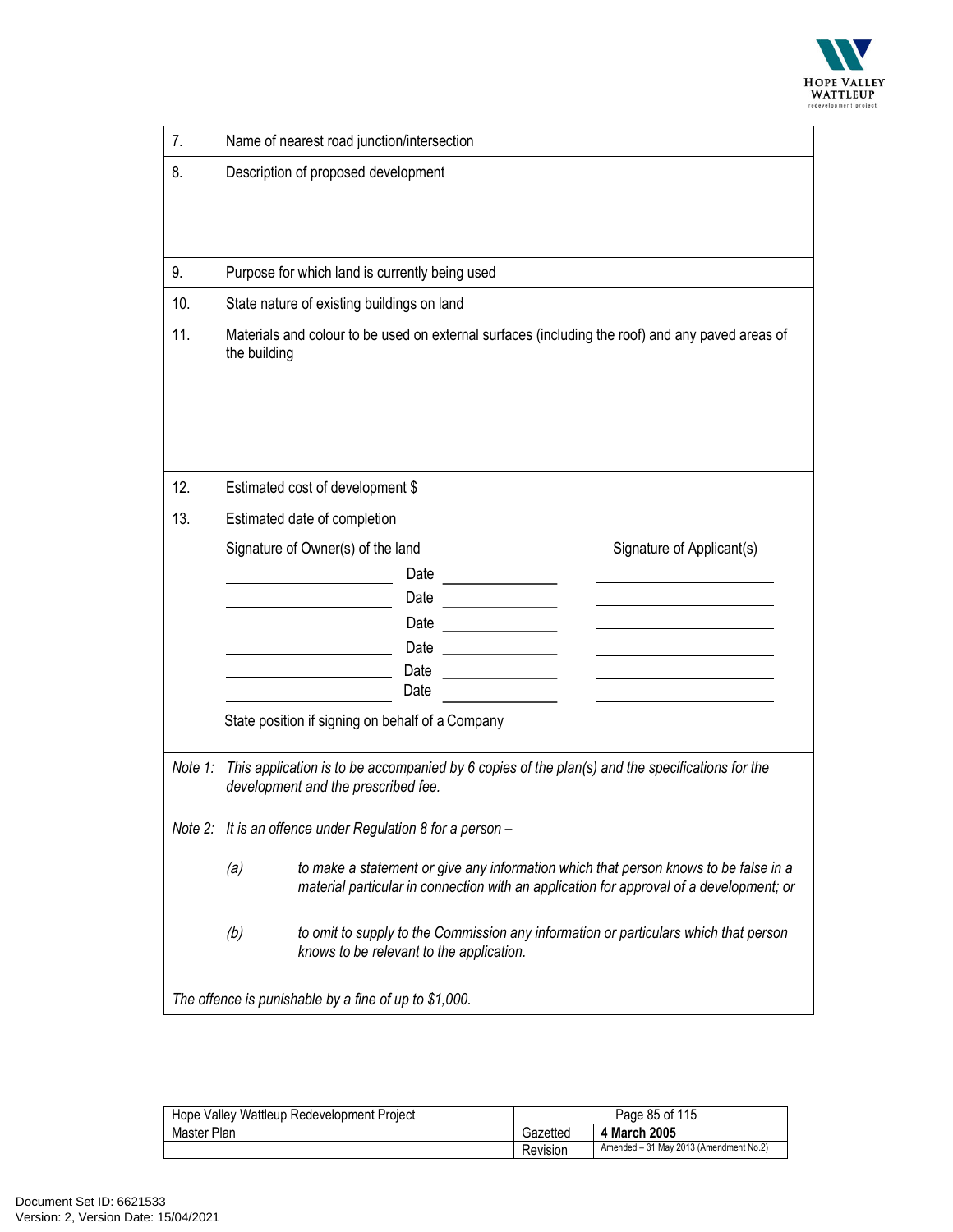| | |
|---|---|
| 7. | Name of nearest road junction/intersection |
| 8. | Description of proposed development |
| 9. | Purpose for which land is currently being used |
| 10. | State nature of existing buildings on land |
| 11. | Materials and colour to be used on external surfaces (including the roof) and any paved areas of the building |
| 12. | Estimated cost of development $ |
| 13. | Estimated date of completion |

Signature of Owner(s) of the land Signature of Applicant(s)

______________________ Date ______________ ______________________

______________________ Date ______________ ______________________

______________________ Date ______________ ______________________

______________________ Date ______________ ______________________

______________________ Date ______________ ______________________

______________________ Date ______________ ______________________

State position if signing on behalf of a Company

*Note 1: This application is to be accompanied by 6 copies of the plan(s) and the specifications for the development and the prescribed fee.*

*Note 2: It is an offence under Regulation 8 for a person –*

*(a) to make a statement or give any information which that person knows to be false in a material particular in connection with an application for approval of a development; or*

*(b) to omit to supply to the Commission any information or particulars which that person knows to be relevant to the application.*

*The offence is punishable by a fine of up to $1,000.*